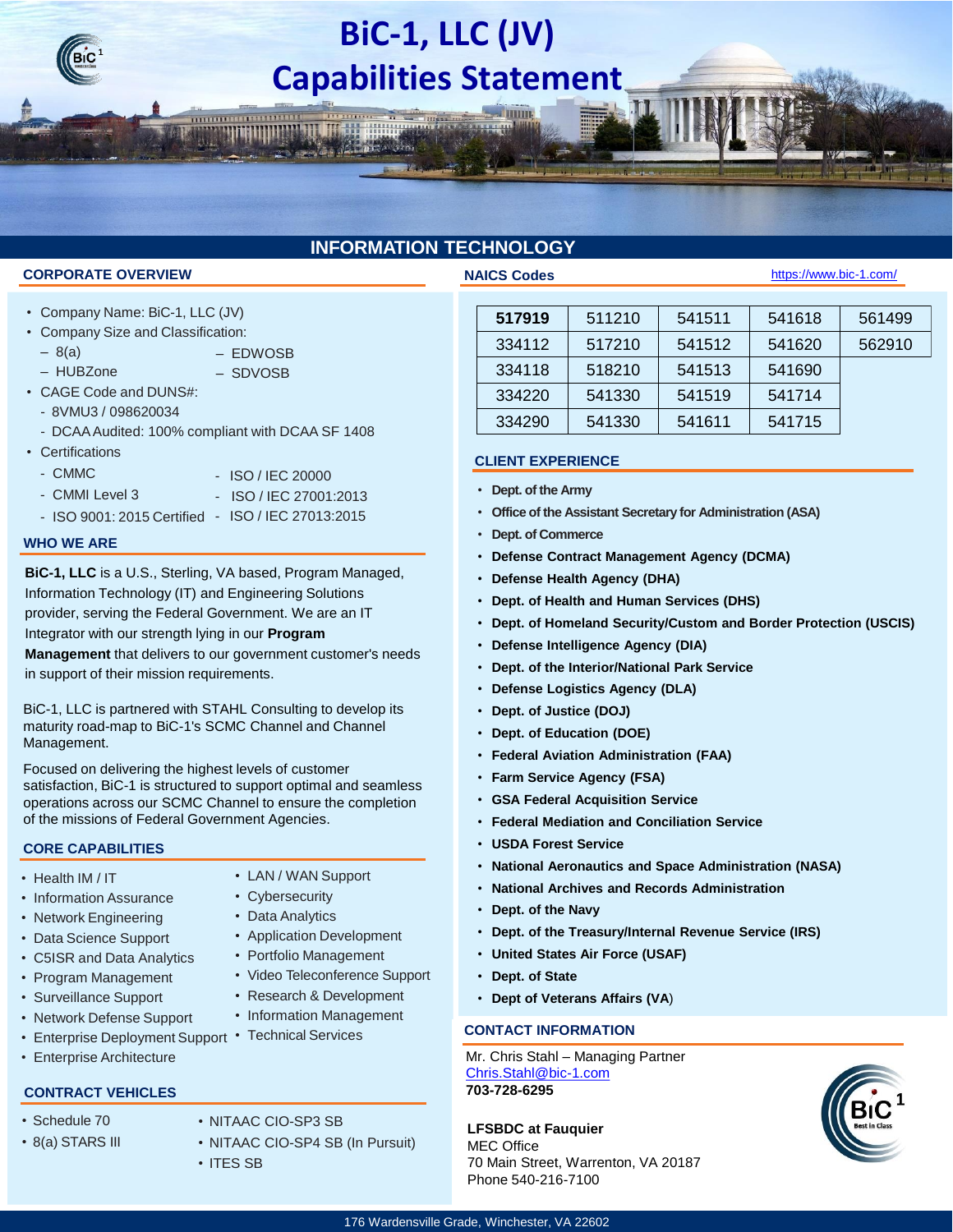# BiC-1, LLC (JV) Capabilities Statement

## INFORMATION TECHNOLOGY

### CORPORATE OVERVIEW

- Company Name: BiC-1, LLC (JV)
- Company Size and Classification:
  - 8(a)
  - HUBZone
  - EDWOSB
  - SDVOSB
- CAGE Code and DUNS#:
  - 8VMU3 / 098620034
  - DCAA Audited: 100% compliant with DCAA SF 1408
- Certifications
  - CMMC
  - CMMI Level 3
  - ISO 9001: 2015 Certified
  - ISO / IEC 20000
  - ISO / IEC 27001:2013
  - ISO / IEC 27013:2015

### WHO WE ARE

**BiC-1, LLC** is a U.S., Sterling, VA based, Program Managed, Information Technology (IT) and Engineering Solutions provider, serving the Federal Government. We are an IT Integrator with our strength lying in our **Program Management** that delivers to our government customer's needs in support of their mission requirements.

BiC-1, LLC is partnered with STAHL Consulting to develop its maturity road-map to BiC-1's SCMC Channel and Channel Management.

Focused on delivering the highest levels of customer satisfaction, BiC-1 is structured to support optimal and seamless operations across our SCMC Channel to ensure the completion of the missions of Federal Government Agencies.

### CORE CAPABILITIES

- Health IM / IT
- Information Assurance
- Network Engineering
- Data Science Support
- C5ISR and Data Analytics
- Program Management
- Surveillance Support
- Network Defense Support
- Enterprise Deployment Support
- Enterprise Architecture
- LAN / WAN Support
- Cybersecurity
- Data Analytics
- Application Development
- Portfolio Management
- Video Teleconference Support
- Research & Development
- Information Management
- Technical Services

### CONTRACT VEHICLES

- Schedule 70
- 8(a) STARS III
- NITAAC CIO-SP3 SB
- NITAAC CIO-SP4 SB (In Pursuit)
- ITES SB

### NAICS Codes

https://www.bic-1.com/

| | | | | |
|---|---|---|---|---|
| **517919** | 511210 | 541511 | 541618 | 561499 |
| 334112 | 517210 | 541512 | 541620 | 562910 |
| 334118 | 518210 | 541513 | 541690 | |
| 334220 | 541330 | 541519 | 541714 | |
| 334290 | 541330 | 541611 | 541715 | |

### CLIENT EXPERIENCE

- **Dept. of the Army**
- **Office of the Assistant Secretary for Administration (ASA)**
- **Dept. of Commerce**
- **Defense Contract Management Agency (DCMA)**
- **Defense Health Agency (DHA)**
- **Dept. of Health and Human Services (DHS)**
- **Dept. of Homeland Security/Custom and Border Protection (USCIS)**
- **Defense Intelligence Agency (DIA)**
- **Dept. of the Interior/National Park Service**
- **Defense Logistics Agency (DLA)**
- **Dept. of Justice (DOJ)**
- **Dept. of Education (DOE)**
- **Federal Aviation Administration (FAA)**
- **Farm Service Agency (FSA)**
- **GSA Federal Acquisition Service**
- **Federal Mediation and Conciliation Service**
- **USDA Forest Service**
- **National Aeronautics and Space Administration (NASA)**
- **National Archives and Records Administration**
- **Dept. of the Navy**
- **Dept. of the Treasury/Internal Revenue Service (IRS)**
- **United States Air Force (USAF)**
- **Dept. of State**
- **Dept of Veterans Affairs (VA)**

### CONTACT INFORMATION

Mr. Chris Stahl – Managing Partner
Chris.Stahl@bic-1.com
**703-728-6295**

**LFSBDC at Fauquier**
MEC Office
70 Main Street, Warrenton, VA 20187
Phone 540-216-7100

176 Wardensville Grade, Winchester, VA 22602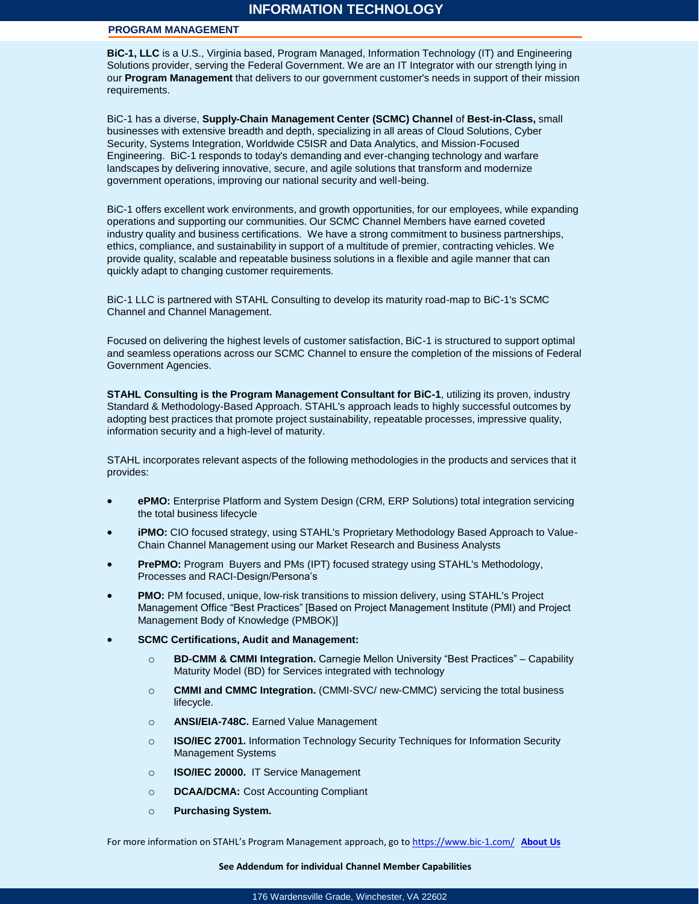# INFORMATION TECHNOLOGY

## PROGRAM MANAGEMENT

**BiC-1, LLC** is a U.S., Virginia based, Program Managed, Information Technology (IT) and Engineering Solutions provider, serving the Federal Government. We are an IT Integrator with our strength lying in our **Program Management** that delivers to our government customer's needs in support of their mission requirements.

BiC-1 has a diverse, **Supply-Chain Management Center (SCMC) Channel** of **Best-in-Class,** small businesses with extensive breadth and depth, specializing in all areas of Cloud Solutions, Cyber Security, Systems Integration, Worldwide C5ISR and Data Analytics, and Mission-Focused Engineering. BiC-1 responds to today's demanding and ever-changing technology and warfare landscapes by delivering innovative, secure, and agile solutions that transform and modernize government operations, improving our national security and well-being.

BiC-1 offers excellent work environments, and growth opportunities, for our employees, while expanding operations and supporting our communities. Our SCMC Channel Members have earned coveted industry quality and business certifications. We have a strong commitment to business partnerships, ethics, compliance, and sustainability in support of a multitude of premier, contracting vehicles. We provide quality, scalable and repeatable business solutions in a flexible and agile manner that can quickly adapt to changing customer requirements.

BiC-1 LLC is partnered with STAHL Consulting to develop its maturity road-map to BiC-1's SCMC Channel and Channel Management.

Focused on delivering the highest levels of customer satisfaction, BiC-1 is structured to support optimal and seamless operations across our SCMC Channel to ensure the completion of the missions of Federal Government Agencies.

**STAHL Consulting is the Program Management Consultant for BiC-1**, utilizing its proven, industry Standard & Methodology-Based Approach. STAHL's approach leads to highly successful outcomes by adopting best practices that promote project sustainability, repeatable processes, impressive quality, information security and a high-level of maturity.

STAHL incorporates relevant aspects of the following methodologies in the products and services that it provides:

- **ePMO:** Enterprise Platform and System Design (CRM, ERP Solutions) total integration servicing the total business lifecycle
- **iPMO:** CIO focused strategy, using STAHL's Proprietary Methodology Based Approach to Value-Chain Channel Management using our Market Research and Business Analysts
- **PrePMO:** Program Buyers and PMs (IPT) focused strategy using STAHL's Methodology, Processes and RACI-Design/Persona's
- **PMO:** PM focused, unique, low-risk transitions to mission delivery, using STAHL's Project Management Office "Best Practices" [Based on Project Management Institute (PMI) and Project Management Body of Knowledge (PMBOK)]
- **SCMC Certifications, Audit and Management:**
  - **BD-CMM & CMMI Integration.** Carnegie Mellon University "Best Practices" – Capability Maturity Model (BD) for Services integrated with technology
  - **CMMI and CMMC Integration.** (CMMI-SVC/ new-CMMC) servicing the total business lifecycle.
  - **ANSI/EIA-748C.** Earned Value Management
  - **ISO/IEC 27001.** Information Technology Security Techniques for Information Security Management Systems
  - **ISO/IEC 20000.** IT Service Management
  - **DCAA/DCMA:** Cost Accounting Compliant
  - **Purchasing System.**

For more information on STAHL's Program Management approach, go to https://www.bic-1.com/ **About Us**

**See Addendum for individual Channel Member Capabilities**

176 Wardensville Grade, Winchester, VA 22602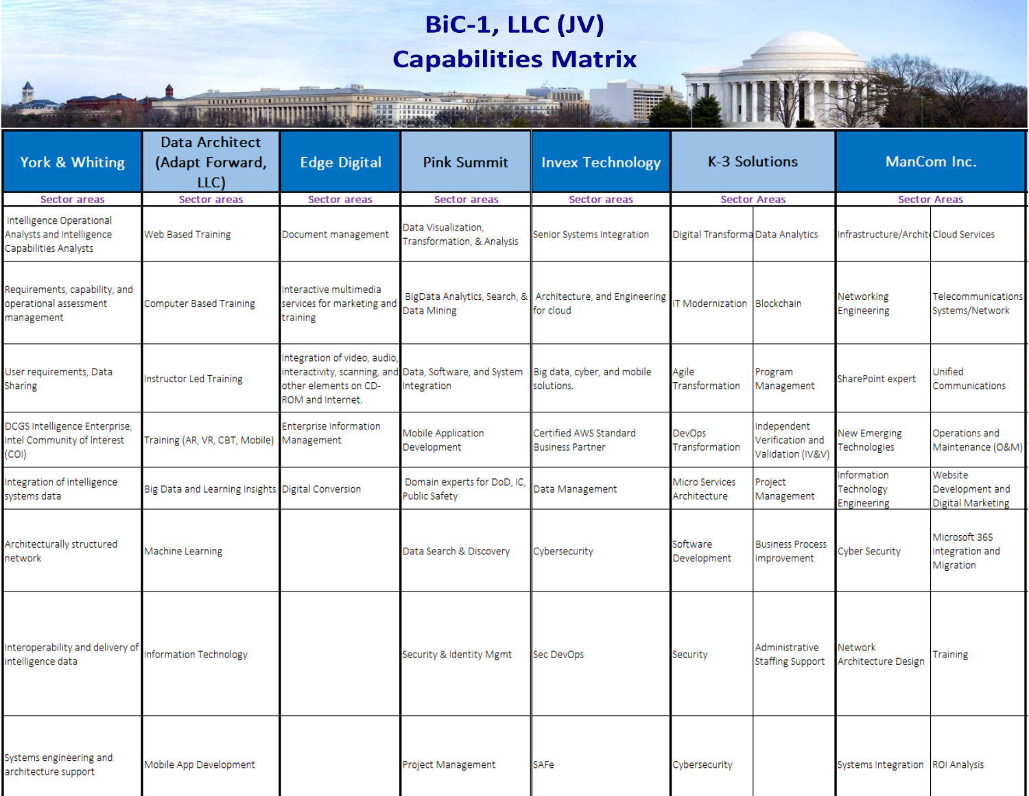# BiC-1, LLC (JV)
# Capabilities Matrix

| York & Whiting | Data Architect (Adapt Forward, LLC) | Edge Digital | Pink Summit | Invex Technology | K-3 Solutions | | ManCom Inc. | |
|---|---|---|---|---|---|---|---|---|
| Sector areas | Sector areas | Sector areas | Sector areas | Sector areas | Sector Areas | | Sector Areas | |
| Intelligence Operational Analysts and Intelligence Capabilities Analysts | Web Based Training | Document management | Data Visualization, Transformation, & Analysis | Senior Systems Integration | Digital Transforma | Data Analytics | Infrastructure/Archit | Cloud Services |
| Requirements, capability, and operational assessment management | Computer Based Training | Interactive multimedia services for marketing and training | BigData Analytics, Search, & Data Mining | Architecture, and Engineering for cloud | IT Modernization | Blockchain | Networking Engineering | Telecommunications Systems/Network |
| User requirements, Data Sharing | Instructor Led Training | Integration of video, audio, interactivity, scanning, and other elements on CD-ROM and Internet. | Data, Software, and System Integration | Big data, cyber, and mobile solutions. | Agile Transformation | Program Management | SharePoint expert | Unified Communications |
| DCGS Intelligence Enterprise, Intel Community of Interest (COI) | Training (AR, VR, CBT, Mobile) | Enterprise Information Management | Mobile Application Development | Certified AWS Standard Business Partner | DevOps Transformation | Independent Verification and Validation (IV&V) | New Emerging Technologies | Operations and Maintenance (O&M) |
| Integration of intelligence systems data | Big Data and Learning Insights | Digital Conversion | Domain experts for DoD, IC, Public Safety | Data Management | Micro Services Architecture | Project Management | Information Technology Engineering | Website Development and Digital Marketing |
| Architecturally structured network | Machine Learning | | Data Search & Discovery | Cybersecurity | Software Development | Business Process Improvement | Cyber Security | Microsoft 365 Integration and Migration |
| Interoperability and delivery of intelligence data | Information Technology | | Security & Identity Mgmt | Sec DevOps | Security | Administrative Staffing Support | Network Architecture Design | Training |
| Systems engineering and architecture support | Mobile App Development | | Project Management | SAFe | Cybersecurity | | Systems Integration | ROI Analysis |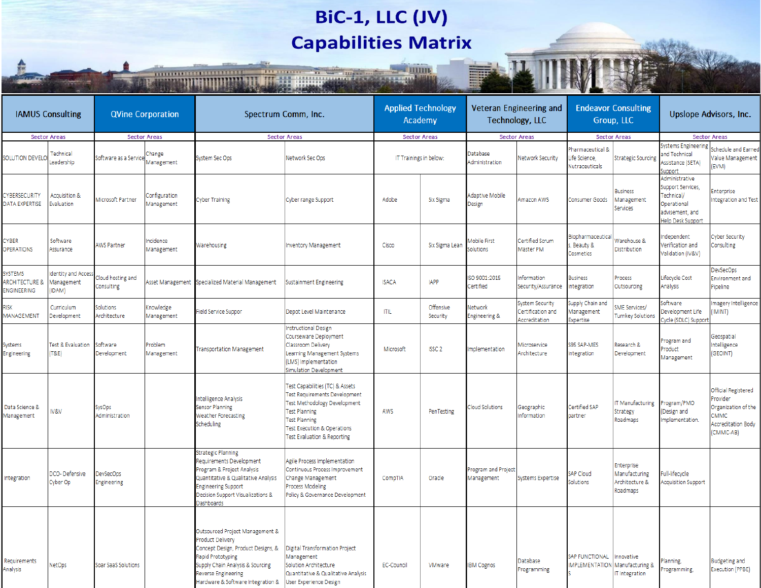# BiC-1, LLC (JV)
# Capabilities Matrix

| IAMUS Consulting | | QVine Corporation | | Spectrum Comm, Inc. | | Applied Technology Academy | | Veteran Engineering and Technology, LLC | | Endeavor Consulting Group, LLC | | Upslope Advisors, Inc. | |
|---|---|---|---|---|---|---|---|---|---|---|---|---|---|
| Sector Areas | | Sector Areas | | Sector Areas | | Sector Areas | | Sector Areas | | Sector Areas | | Sector Areas | |
| SOLUTION DEVELO | Technical Leadership | Software as a Service | Change Management | System Sec Ops | Network Sec Ops | IT Trainings in below: | | Database Administration | Network Security | Pharmaceutical & Life Science, Nutraceuticals | Strategic Sourcing | Systems Engineering and Technical Assistance (SETA) Support | Schedule and Earned Value Management (EVM) |
| CYBERSECURITY DATA EXPERTISE | Acquisition & Evaluation | Microsoft Partner | Configuration Management | Cyber Training | Cyber range Support | Adobe | Six Sigma | Adaptive Mobile Design | Amazon AWS | Consumer Goods | Business Management Services | Administrative Support Services, Technical/ Operational advisement, and Help Desk Support | Enterprise Integration and Test |
| CYBER OPERATIONS | Software Assurance | AWS Partner | Incidence Management | Warehousing | Inventory Management | Cisco | Six Sigma Lean | Mobile First Solutions | Certified Scrum Master PM | Biopharmaceutical s, Beauty & Cosmetics | Warehouse & Distribution | Independent Verification and Validation (IV&V) | Cyber Security Consulting |
| SYSTEMS ARCHITECTURE & ENGINEERING | Identity and Access Management (IDAM) | Cloud hosting and Consulting | Asset Management | Specialized Material Management | Sustainment Engineering | ISACA | IAPP | ISO 9001:2015 Certified | Information Security/Assurance | Business Integration | Process Outsourcing | Lifecycle Cost Analysis | DevSecOps Environment and Pipeline |
| RISK MANAGEMENT | Curriculum Development | Solutions Architecture | Knowledge Management | Field Service Suppor | Depot Level Maintenance | ITIL | Offensive Security | Network Engineering & | System Security Certification and Accreditation | Supply Chain and Management Expertise | SME Services/ Turnkey Solutions | Software Development Life Cycle (SDLC) Support | Imagery Intelligence (IMINT) |
| Systems Engineering | Test & Evaluation (T&E) | Software Development | Problem Management | Transportation Management | Instructional Design<br>Courseware Deployment<br>Classroom Delivery<br>Learning Management Systems (LMS) Implementation<br>Simulation Development | Microsoft | ISSC 2 | Implementation | Microservice Architecture | S95 SAP-MES Integration | Research & Development | Program and Product Management | Geospatial Intelligence (GEOINT) |
| Data Science & Management | IV&V | SysOps Administration | | Intelligence Analysis<br>Sensor Planning<br>Weather Forecasting<br>Scheduling | Test Capabilities (TC) & Assets<br>Test Requirements Development<br>Test Methodology Development<br>Test Planning<br>Test Planning<br>Test Execution & Operations<br>Test Evaluation & Reporting | AWS | PenTesting | Cloud Solutions | Geographic Information | Certified SAP partner | IT Manufacturing Strategy Roadmaps | Program/PMO (Design and Implementation. | Official Registered Provider Organization of the CMMC Accreditation Body (CMMC-AB) |
| Integration | DCO- Defensive Cyber Op | DevSecOps Engineering | | Strategic Planning<br>Requirements Development<br>Program & Project Analysis<br>Quantitative & Qualitative Analysis<br>Engineering Support<br>Decision Support Visualizations & Dashboards | Agile Process Implementation<br>Continuous Process Improvement<br>Change Management<br>Process Modeling<br>Policy & Governance Development | CompTIA | Oracle | Program and Project Management | Systems Expertise | SAP Cloud Solutions | Enterprise Manufacturing Architecture & Roadmaps | Full-lifecycle Acquisition Support | |
| Requirements Analysis | NetOps | Soar SaaS Solutions | | Outsourced Project Management & Product Delivery<br>Concept Design, Product Designs, & Rapid Prototyping<br>Supply Chain Analysis & Sourcing<br>Reverse Engineering<br>Hardware & Software Integration & | Digital Transformation Project Management<br>Solution Architecture<br>Quantitative & Qualitative Analysis<br>User Experience Design | EC-Council | VMware | IBM Cognos | Database Programming | SAP FUNCTIONAL IMPLEMENTATION S | Innovative Manufacturing & IT Integration | Planning, Programming, | Budgeting and Execution (PPBE) |